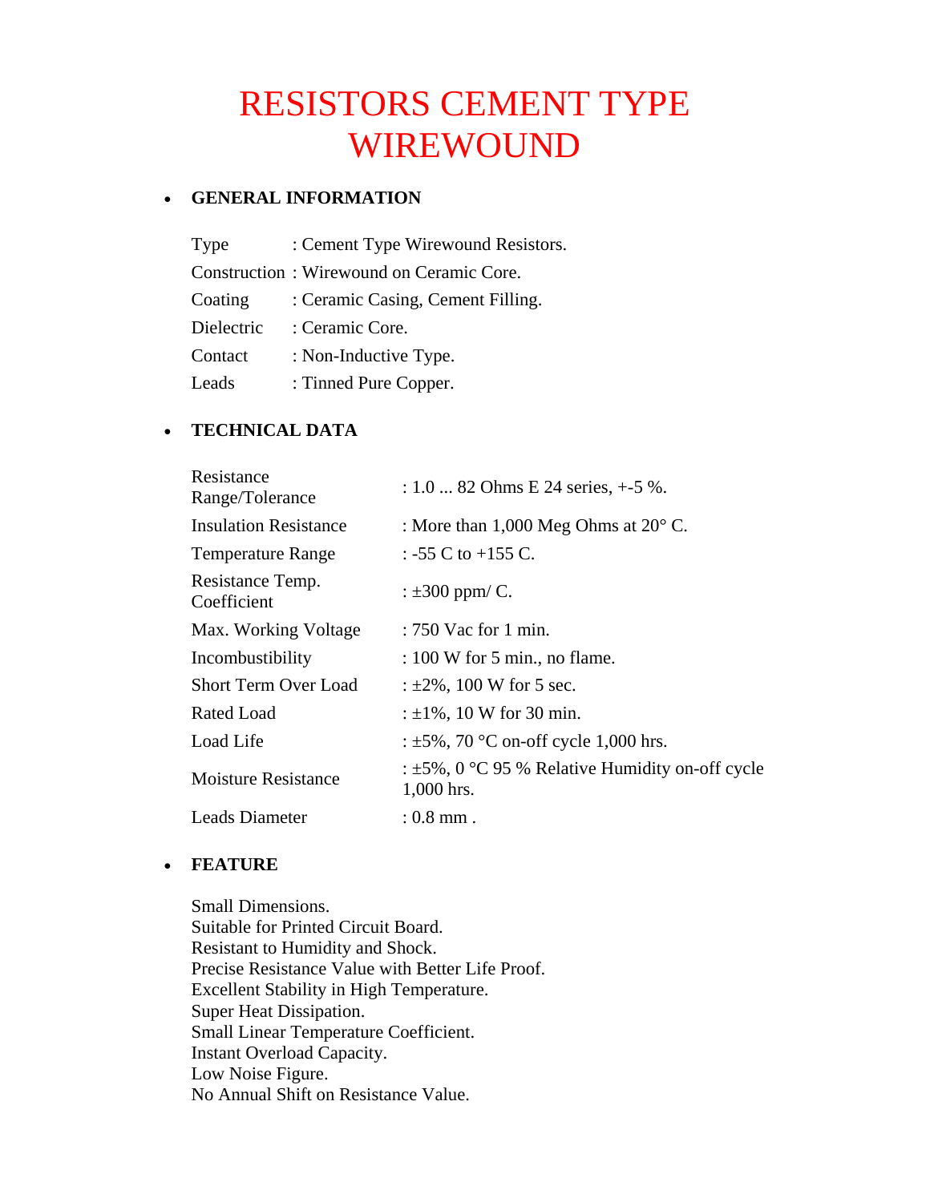# RESISTORS CEMENT TYPE WIREWOUND

- **GENERAL INFORMATION**

| | |
|---|---|
| Type | : Cement Type Wirewound Resistors. |
| Construction | : Wirewound on Ceramic Core. |
| Coating | : Ceramic Casing, Cement Filling. |
| Dielectric | : Ceramic Core. |
| Contact | : Non-Inductive Type. |
| Leads | : Tinned Pure Copper. |

- **TECHNICAL DATA**

| | |
|---|---|
| Resistance Range/Tolerance | : 1.0 ... 82 Ohms E 24 series, +-5 %. |
| Insulation Resistance | : More than 1,000 Meg Ohms at 20° C. |
| Temperature Range | : -55 C to +155 C. |
| Resistance Temp. Coefficient | : ±300 ppm/ C. |
| Max. Working Voltage | : 750 Vac for 1 min. |
| Incombustibility | : 100 W for 5 min., no flame. |
| Short Term Over Load | : ±2%, 100 W for 5 sec. |
| Rated Load | : ±1%, 10 W for 30 min. |
| Load Life | : ±5%, 70 °C on-off cycle 1,000 hrs. |
| Moisture Resistance | : ±5%, 0 °C 95 % Relative Humidity on-off cycle 1,000 hrs. |
| Leads Diameter | : 0.8 mm . |

- **FEATURE**

Small Dimensions.
Suitable for Printed Circuit Board.
Resistant to Humidity and Shock.
Precise Resistance Value with Better Life Proof.
Excellent Stability in High Temperature.
Super Heat Dissipation.
Small Linear Temperature Coefficient.
Instant Overload Capacity.
Low Noise Figure.
No Annual Shift on Resistance Value.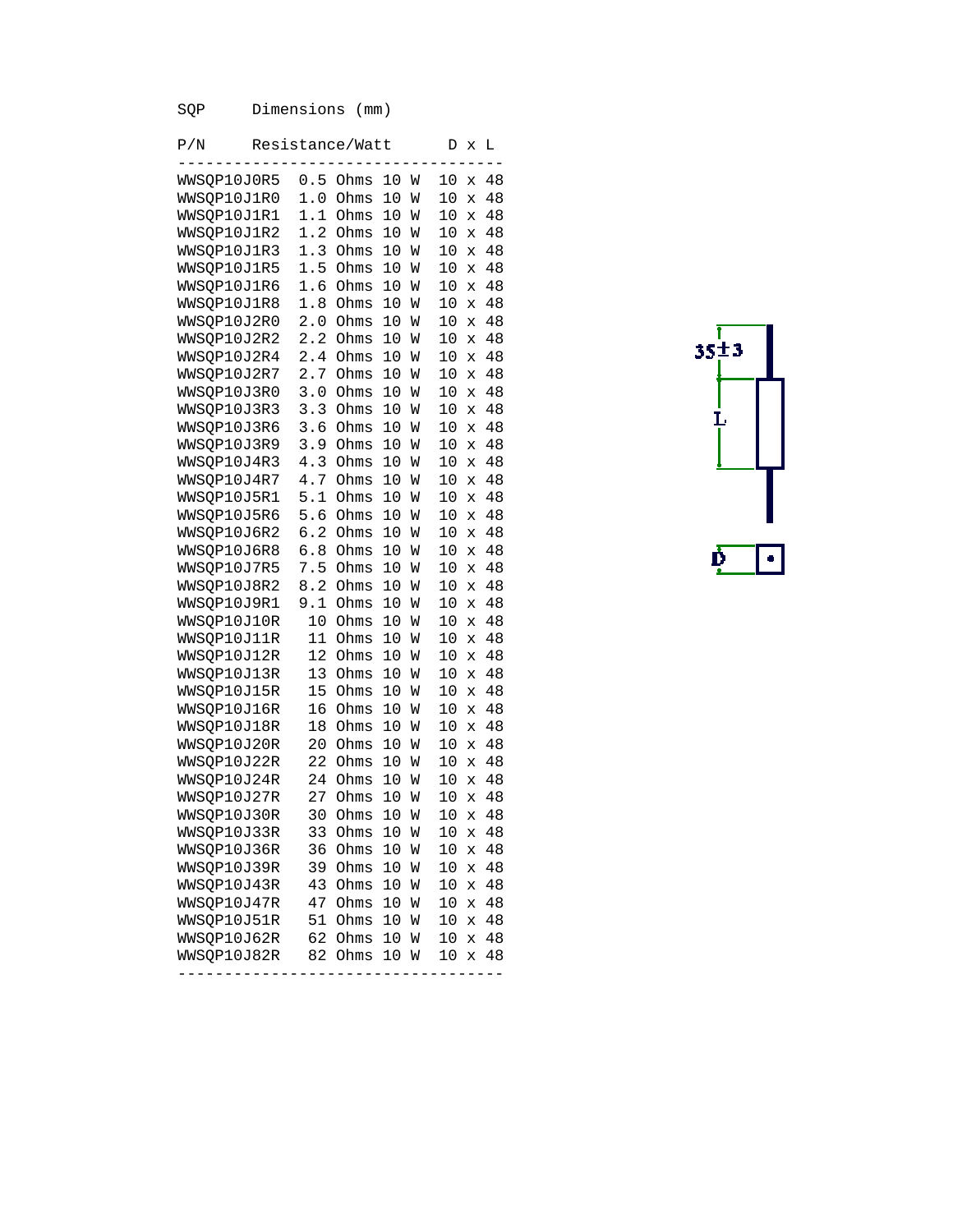SQP Dimensions (mm)

| P/N | Resistance/Watt | D x L |
|---|---|---|
| WWSQP10J0R5 | 0.5 Ohms 10 W | 10 x 48 |
| WWSQP10J1R0 | 1.0 Ohms 10 W | 10 x 48 |
| WWSQP10J1R1 | 1.1 Ohms 10 W | 10 x 48 |
| WWSQP10J1R2 | 1.2 Ohms 10 W | 10 x 48 |
| WWSQP10J1R3 | 1.3 Ohms 10 W | 10 x 48 |
| WWSQP10J1R5 | 1.5 Ohms 10 W | 10 x 48 |
| WWSQP10J1R6 | 1.6 Ohms 10 W | 10 x 48 |
| WWSQP10J1R8 | 1.8 Ohms 10 W | 10 x 48 |
| WWSQP10J2R0 | 2.0 Ohms 10 W | 10 x 48 |
| WWSQP10J2R2 | 2.2 Ohms 10 W | 10 x 48 |
| WWSQP10J2R4 | 2.4 Ohms 10 W | 10 x 48 |
| WWSQP10J2R7 | 2.7 Ohms 10 W | 10 x 48 |
| WWSQP10J3R0 | 3.0 Ohms 10 W | 10 x 48 |
| WWSQP10J3R3 | 3.3 Ohms 10 W | 10 x 48 |
| WWSQP10J3R6 | 3.6 Ohms 10 W | 10 x 48 |
| WWSQP10J3R9 | 3.9 Ohms 10 W | 10 x 48 |
| WWSQP10J4R3 | 4.3 Ohms 10 W | 10 x 48 |
| WWSQP10J4R7 | 4.7 Ohms 10 W | 10 x 48 |
| WWSQP10J5R1 | 5.1 Ohms 10 W | 10 x 48 |
| WWSQP10J5R6 | 5.6 Ohms 10 W | 10 x 48 |
| WWSQP10J6R2 | 6.2 Ohms 10 W | 10 x 48 |
| WWSQP10J6R8 | 6.8 Ohms 10 W | 10 x 48 |
| WWSQP10J7R5 | 7.5 Ohms 10 W | 10 x 48 |
| WWSQP10J8R2 | 8.2 Ohms 10 W | 10 x 48 |
| WWSQP10J9R1 | 9.1 Ohms 10 W | 10 x 48 |
| WWSQP10J10R | 10 Ohms 10 W | 10 x 48 |
| WWSQP10J11R | 11 Ohms 10 W | 10 x 48 |
| WWSQP10J12R | 12 Ohms 10 W | 10 x 48 |
| WWSQP10J13R | 13 Ohms 10 W | 10 x 48 |
| WWSQP10J15R | 15 Ohms 10 W | 10 x 48 |
| WWSQP10J16R | 16 Ohms 10 W | 10 x 48 |
| WWSQP10J18R | 18 Ohms 10 W | 10 x 48 |
| WWSQP10J20R | 20 Ohms 10 W | 10 x 48 |
| WWSQP10J22R | 22 Ohms 10 W | 10 x 48 |
| WWSQP10J24R | 24 Ohms 10 W | 10 x 48 |
| WWSQP10J27R | 27 Ohms 10 W | 10 x 48 |
| WWSQP10J30R | 30 Ohms 10 W | 10 x 48 |
| WWSQP10J33R | 33 Ohms 10 W | 10 x 48 |
| WWSQP10J36R | 36 Ohms 10 W | 10 x 48 |
| WWSQP10J39R | 39 Ohms 10 W | 10 x 48 |
| WWSQP10J43R | 43 Ohms 10 W | 10 x 48 |
| WWSQP10J47R | 47 Ohms 10 W | 10 x 48 |
| WWSQP10J51R | 51 Ohms 10 W | 10 x 48 |
| WWSQP10J62R | 62 Ohms 10 W | 10 x 48 |
| WWSQP10J82R | 82 Ohms 10 W | 10 x 48 |

35±3

L

D